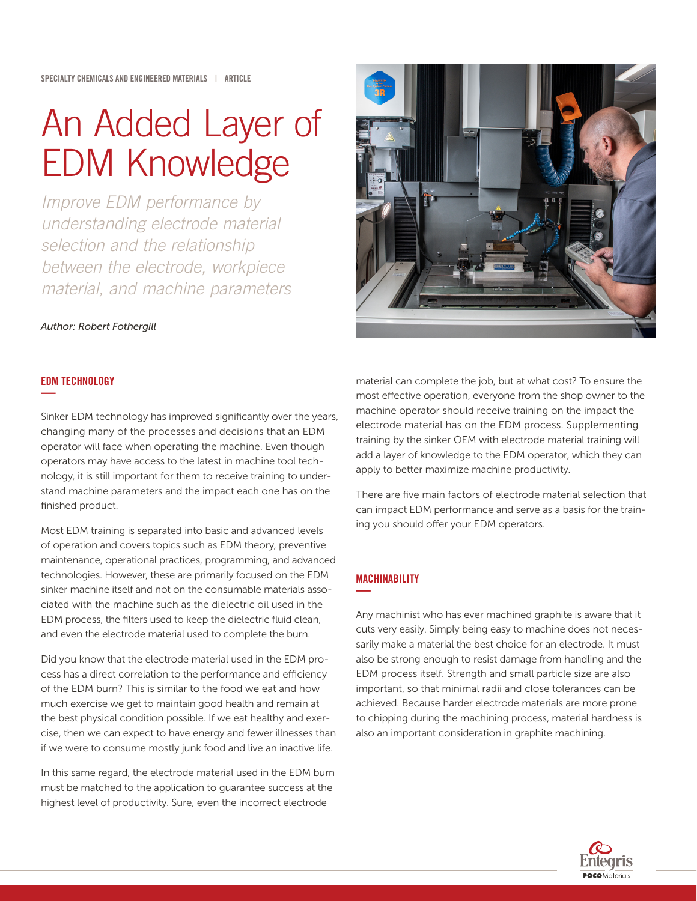SPECIALTY CHEMICALS AND ENGINEERED MATERIALS | ARTICLE

# An Added Layer of EDM Knowledge

*Improve EDM performance by understanding electrode material selection and the relationship between the electrode, workpiece material, and machine parameters*

*Author: Robert Fothergill*

## EDM TECHNOLOGY

Sinker EDM technology has improved significantly over the years, changing many of the processes and decisions that an EDM operator will face when operating the machine. Even though operators may have access to the latest in machine tool technology, it is still important for them to receive training to understand machine parameters and the impact each one has on the finished product.

Most EDM training is separated into basic and advanced levels of operation and covers topics such as EDM theory, preventive maintenance, operational practices, programming, and advanced technologies. However, these are primarily focused on the EDM sinker machine itself and not on the consumable materials associated with the machine such as the dielectric oil used in the EDM process, the filters used to keep the dielectric fluid clean, and even the electrode material used to complete the burn.

Did you know that the electrode material used in the EDM process has a direct correlation to the performance and efficiency of the EDM burn? This is similar to the food we eat and how much exercise we get to maintain good health and remain at the best physical condition possible. If we eat healthy and exercise, then we can expect to have energy and fewer illnesses than if we were to consume mostly junk food and live an inactive life.

In this same regard, the electrode material used in the EDM burn must be matched to the application to guarantee success at the highest level of productivity. Sure, even the incorrect electrode material can complete the job, but at what cost? To ensure the most effective operation, everyone from the shop owner to the machine operator should receive training on the impact the electrode material has on the EDM process. Supplementing training by the sinker OEM with electrode material training will add a layer of knowledge to the EDM operator, which they can apply to better maximize machine productivity.

There are five main factors of electrode material selection that can impact EDM performance and serve as a basis for the training you should offer your EDM operators.

## MACHINABILITY

Any machinist who has ever machined graphite is aware that it cuts very easily. Simply being easy to machine does not necessarily make a material the best choice for an electrode. It must also be strong enough to resist damage from handling and the EDM process itself. Strength and small particle size are also important, so that minimal radii and close tolerances can be achieved. Because harder electrode materials are more prone to chipping during the machining process, material hardness is also an important consideration in graphite machining.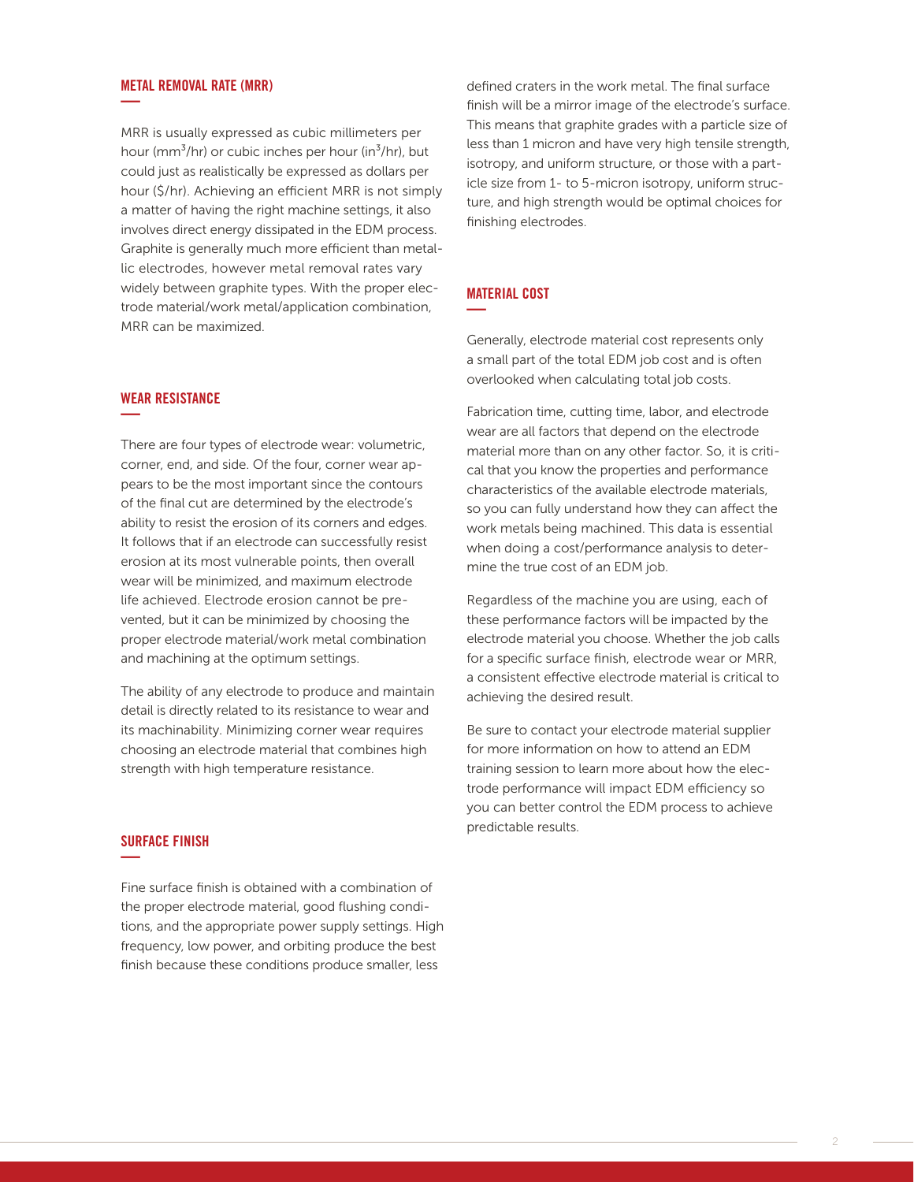## METAL REMOVAL RATE (MRR)

MRR is usually expressed as cubic millimeters per hour ($mm^3$/hr) or cubic inches per hour ($in^3$/hr), but could just as realistically be expressed as dollars per hour ($/hr). Achieving an efficient MRR is not simply a matter of having the right machine settings, it also involves direct energy dissipated in the EDM process. Graphite is generally much more efficient than metallic electrodes, however metal removal rates vary widely between graphite types. With the proper electrode material/work metal/application combination, MRR can be maximized.

## WEAR RESISTANCE

There are four types of electrode wear: volumetric, corner, end, and side. Of the four, corner wear appears to be the most important since the contours of the final cut are determined by the electrode's ability to resist the erosion of its corners and edges. It follows that if an electrode can successfully resist erosion at its most vulnerable points, then overall wear will be minimized, and maximum electrode life achieved. Electrode erosion cannot be prevented, but it can be minimized by choosing the proper electrode material/work metal combination and machining at the optimum settings.

The ability of any electrode to produce and maintain detail is directly related to its resistance to wear and its machinability. Minimizing corner wear requires choosing an electrode material that combines high strength with high temperature resistance.

## SURFACE FINISH

Fine surface finish is obtained with a combination of the proper electrode material, good flushing conditions, and the appropriate power supply settings. High frequency, low power, and orbiting produce the best finish because these conditions produce smaller, less defined craters in the work metal. The final surface finish will be a mirror image of the electrode's surface. This means that graphite grades with a particle size of less than 1 micron and have very high tensile strength, isotropy, and uniform structure, or those with a particle size from 1- to 5-micron isotropy, uniform structure, and high strength would be optimal choices for finishing electrodes.

## MATERIAL COST

Generally, electrode material cost represents only a small part of the total EDM job cost and is often overlooked when calculating total job costs.

Fabrication time, cutting time, labor, and electrode wear are all factors that depend on the electrode material more than on any other factor. So, it is critical that you know the properties and performance characteristics of the available electrode materials, so you can fully understand how they can affect the work metals being machined. This data is essential when doing a cost/performance analysis to determine the true cost of an EDM job.

Regardless of the machine you are using, each of these performance factors will be impacted by the electrode material you choose. Whether the job calls for a specific surface finish, electrode wear or MRR, a consistent effective electrode material is critical to achieving the desired result.

Be sure to contact your electrode material supplier for more information on how to attend an EDM training session to learn more about how the electrode performance will impact EDM efficiency so you can better control the EDM process to achieve predictable results.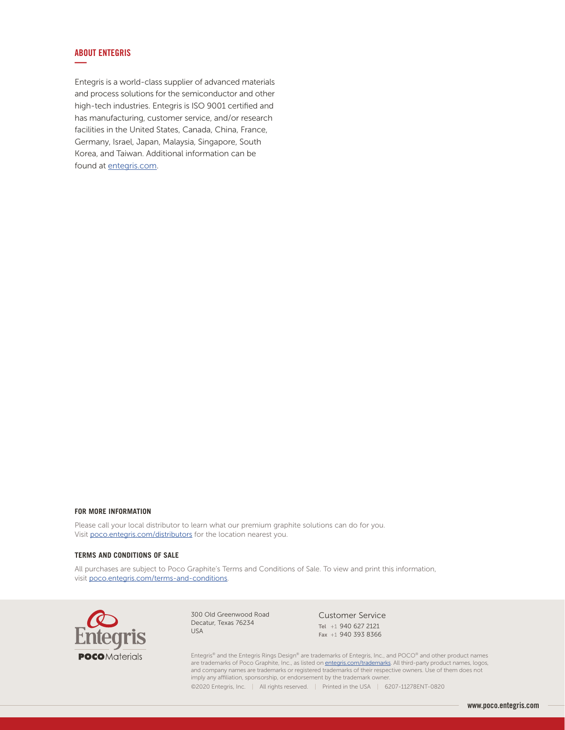## ABOUT ENTEGRIS

Entegris is a world-class supplier of advanced materials and process solutions for the semiconductor and other high-tech industries. Entegris is ISO 9001 certified and has manufacturing, customer service, and/or research facilities in the United States, Canada, China, France, Germany, Israel, Japan, Malaysia, Singapore, South Korea, and Taiwan. Additional information can be found at entegris.com.

### FOR MORE INFORMATION

Please call your local distributor to learn what our premium graphite solutions can do for you. Visit poco.entegris.com/distributors for the location nearest you.

### TERMS AND CONDITIONS OF SALE

All purchases are subject to Poco Graphite's Terms and Conditions of Sale. To view and print this information, visit poco.entegris.com/terms-and-conditions.

Entegris
POCO Materials

300 Old Greenwood Road
Decatur, Texas 76234
USA

Customer Service
Tel +1 940 627 2121
Fax +1 940 393 8366

Entegris® and the Entegris Rings Design® are trademarks of Entegris, Inc., and POCO® and other product names are trademarks of Poco Graphite, Inc., as listed on entegris.com/trademarks. All third-party product names, logos, and company names are trademarks or registered trademarks of their respective owners. Use of them does not imply any affiliation, sponsorship, or endorsement by the trademark owner.

©2020 Entegris, Inc. | All rights reserved. | Printed in the USA | 6207-11278ENT-0820

www.poco.entegris.com